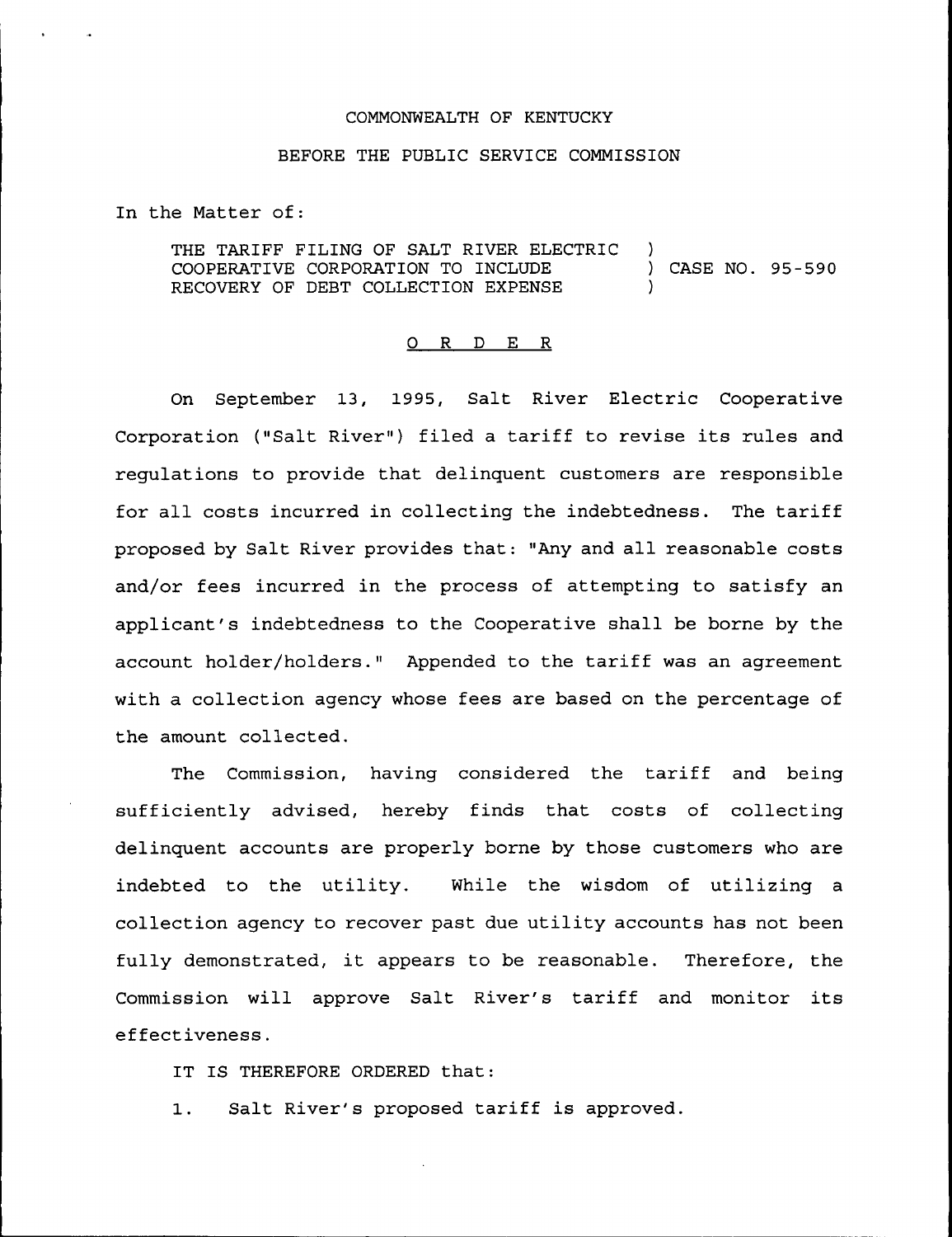COMMONWEALTH OF KENTUCKY

BEFORE THE PUBLIC SERVICE COMMISSION

In the Matter of:

THE TARIFF FILING OF SALT RIVER ELECTRIC COOPERATIVE CORPORATION TO INCLUDE RECOVERY OF DEBT COLLECTION EXPENSE ) CASE NO. 95-590

## O R D E R

On September 13, 1995, Salt River Electric Cooperative Corporation ("Salt River") filed a tariff to revise its rules and regulations to provide that delinquent customers are responsible for all costs incurred in collecting the indebtedness. The tariff proposed by Salt River provides that: "Any and all reasonable costs and/or fees incurred in the process of attempting to satisfy an applicant's indebtedness to the Cooperative shall be borne by the account holder/holders." Appended to the tariff was an agreement with a collection agency whose fees are based on the percentage of the amount collected.

The Commission, having considered the tariff and being sufficiently advised, hereby finds that costs of collecting delinquent accounts are properly borne by those customers who are indebted to the utility. While the wisdom of utilizing a collection agency to recover past due utility accounts has not been fully demonstrated, it appears to be reasonable. Therefore, the Commission will approve Salt River's tariff and monitor its effectiveness.

IT IS THEREFORE ORDERED that:

1. Salt River's proposed tariff is approved.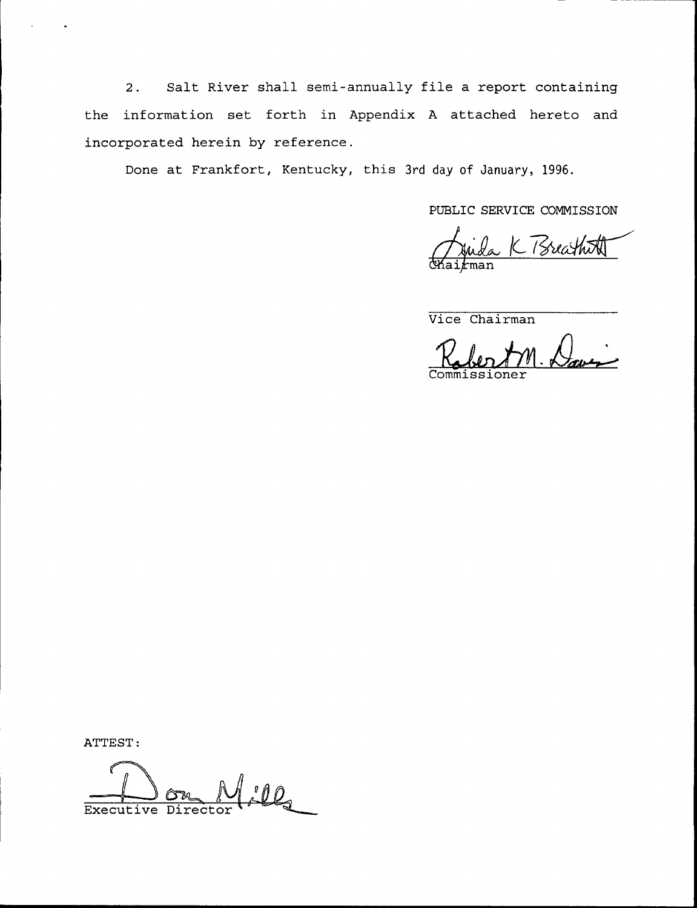2. Salt River shall semi-annually file a report containing the information set forth in Appendix A attached hereto and incorporated herein by reference.

Done at Frankfort, Kentucky, this 3rd day of January, 1996.

PUBLIC SERVICE COMMISSION

Linda K Breathitt
Chairman

Vice Chairman

Robert M. Davis
Commissioner

ATTEST:

Don Mills
Executive Director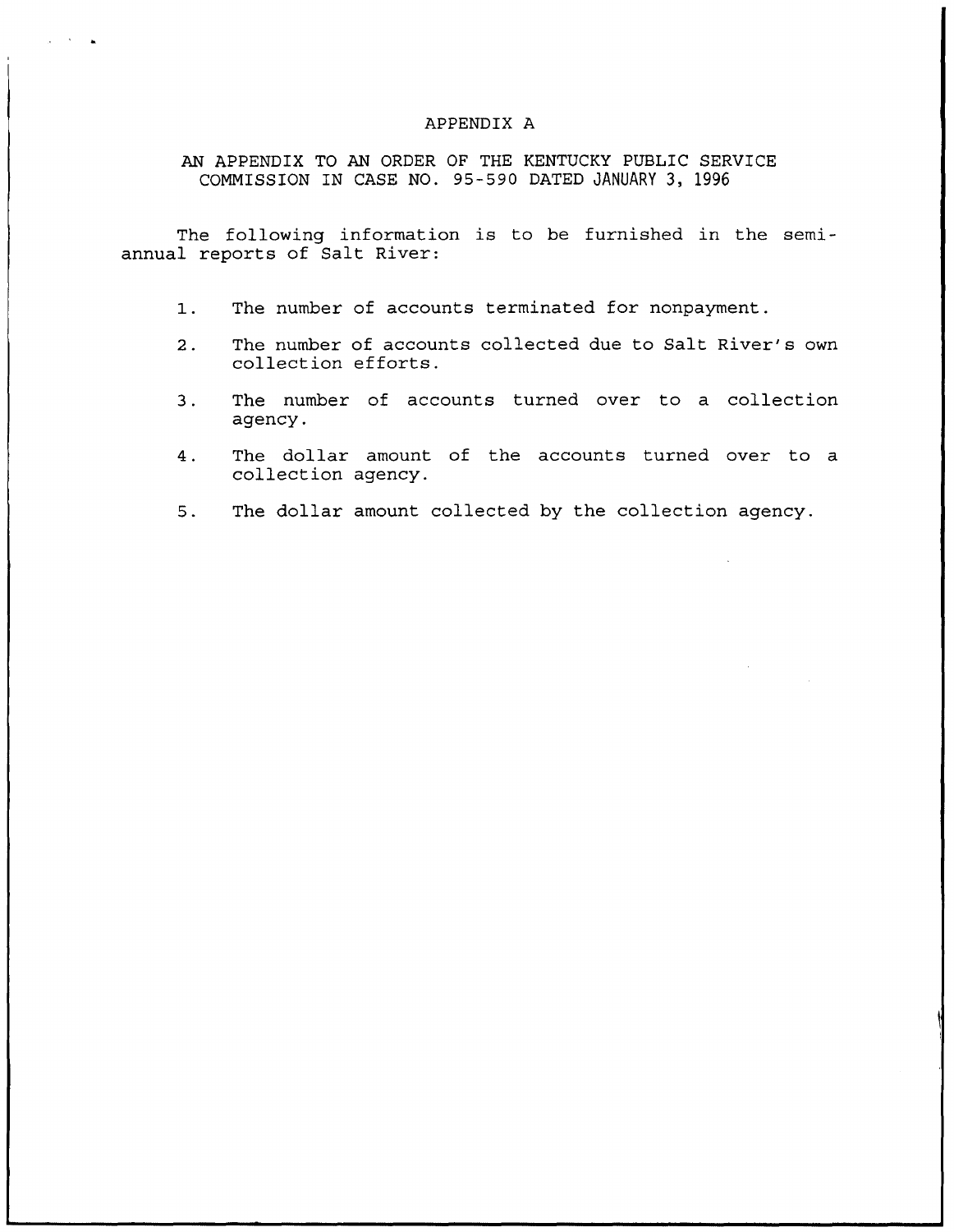# APPENDIX A

AN APPENDIX TO AN ORDER OF THE KENTUCKY PUBLIC SERVICE COMMISSION IN CASE NO. 95-590 DATED JANUARY 3, 1996

The following information is to be furnished in the semi-annual reports of Salt River:

1. The number of accounts terminated for nonpayment.
2. The number of accounts collected due to Salt River's own collection efforts.
3. The number of accounts turned over to a collection agency.
4. The dollar amount of the accounts turned over to a collection agency.
5. The dollar amount collected by the collection agency.